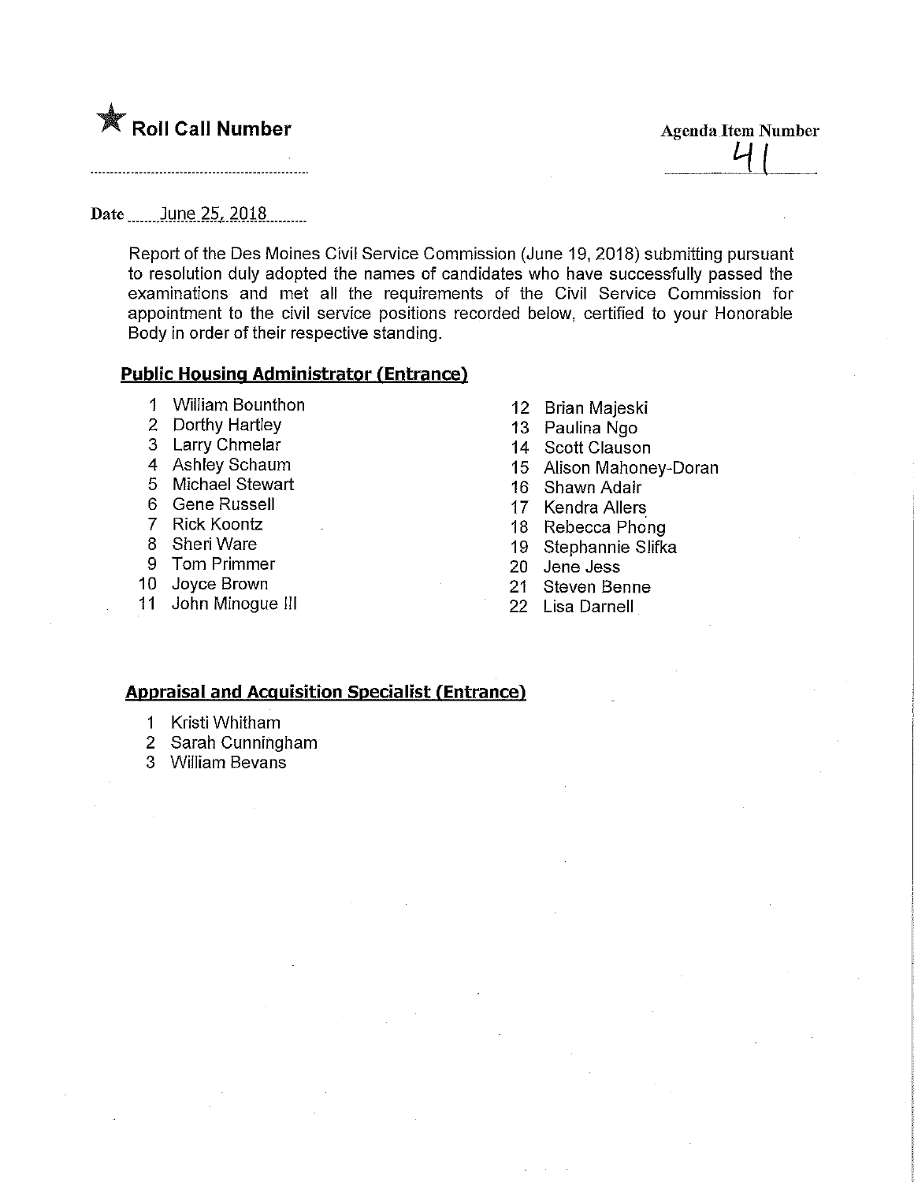★ **Roll Call Number**

**Agenda Item Number**

41

Date June 25, 2018

Report of the Des Moines Civil Service Commission (June 19, 2018) submitting pursuant to resolution duly adopted the names of candidates who have successfully passed the examinations and met all the requirements of the Civil Service Commission for appointment to the civil service positions recorded below, certified to your Honorable Body in order of their respective standing.

## Public Housing Administrator (Entrance)

1. William Bounthon
2. Dorthy Hartley
3. Larry Chmelar
4. Ashley Schaum
5. Michael Stewart
6. Gene Russell
7. Rick Koontz
8. Sheri Ware
9. Tom Primmer
10. Joyce Brown
11. John Minogue III
12. Brian Majeski
13. Paulina Ngo
14. Scott Clauson
15. Alison Mahoney-Doran
16. Shawn Adair
17. Kendra Allers
18. Rebecca Phong
19. Stephannie Slifka
20. Jene Jess
21. Steven Benne
22. Lisa Darnell

## Appraisal and Acquisition Specialist (Entrance)

1. Kristi Whitham
2. Sarah Cunningham
3. William Bevans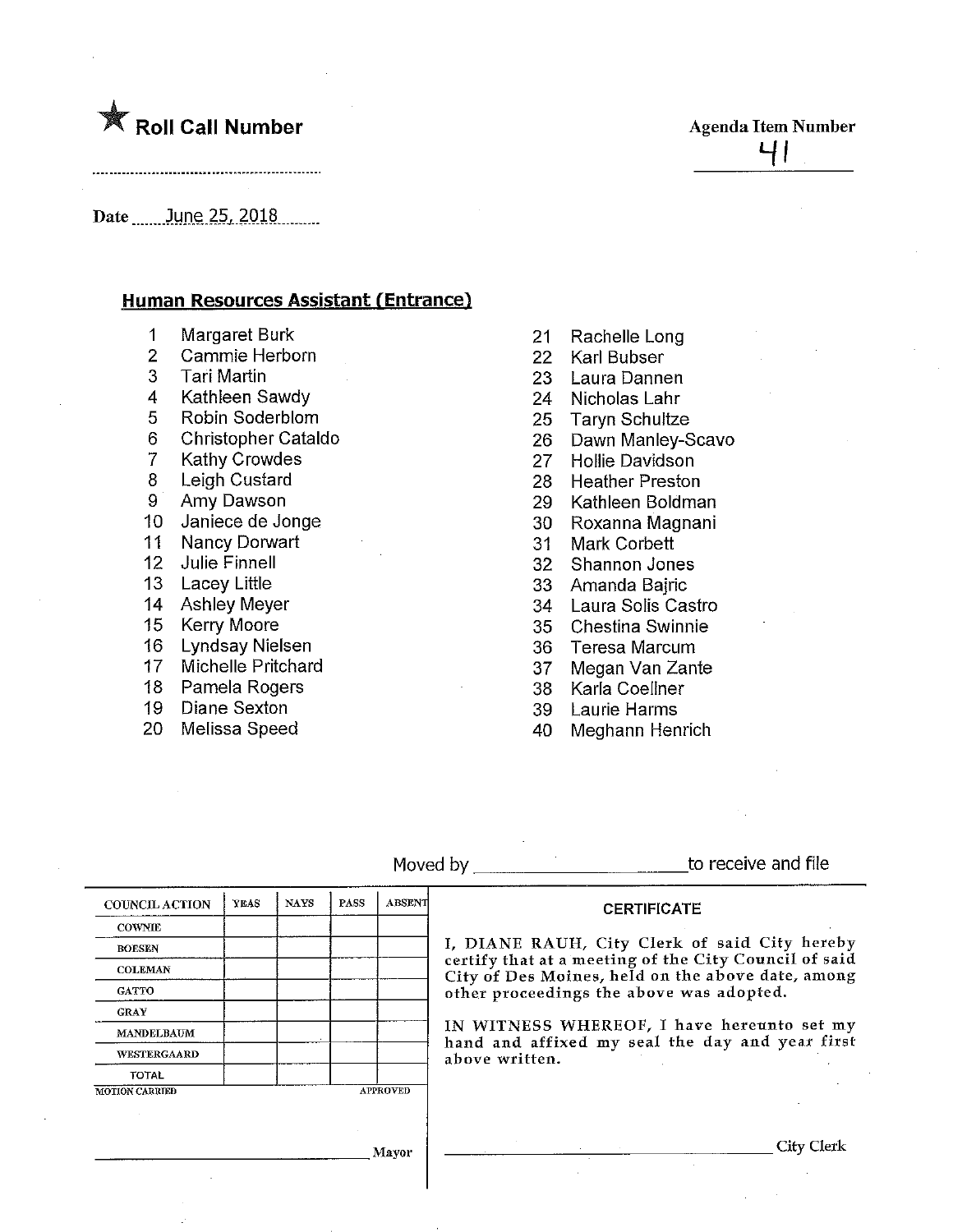★ **Roll Call Number**

**Agenda Item Number**

41

Date June 25, 2018

## Human Resources Assistant (Entrance)

1. Margaret Burk
2. Cammie Herborn
3. Tari Martin
4. Kathleen Sawdy
5. Robin Soderblom
6. Christopher Cataldo
7. Kathy Crowdes
8. Leigh Custard
9. Amy Dawson
10. Janiece de Jonge
11. Nancy Dorwart
12. Julie Finnell
13. Lacey Little
14. Ashley Meyer
15. Kerry Moore
16. Lyndsay Nielsen
17. Michelle Pritchard
18. Pamela Rogers
19. Diane Sexton
20. Melissa Speed
21. Rachelle Long
22. Karl Bubser
23. Laura Dannen
24. Nicholas Lahr
25. Taryn Schultze
26. Dawn Manley-Scavo
27. Hollie Davidson
28. Heather Preston
29. Kathleen Boldman
30. Roxanna Magnani
31. Mark Corbett
32. Shannon Jones
33. Amanda Bajric
34. Laura Solis Castro
35. Chestina Swinnie
36. Teresa Marcum
37. Megan Van Zante
38. Karla Coellner
39. Laurie Harms
40. Meghann Henrich

Moved by ____________________ to receive and file

| COUNCIL ACTION | YEAS | NAYS | PASS | ABSENT |
|---|---|---|---|---|
| COWNIE | | | | |
| BOESEN | | | | |
| COLEMAN | | | | |
| GATTO | | | | |
| GRAY | | | | |
| MANDELBAUM | | | | |
| WESTERGAARD | | | | |
| TOTAL | | | | |

MOTION CARRIED APPROVED

____________________ Mayor

**CERTIFICATE**

I, DIANE RAUH, City Clerk of said City hereby certify that at a meeting of the City Council of said City of Des Moines, held on the above date, among other proceedings the above was adopted.

IN WITNESS WHEREOF, I have hereunto set my hand and affixed my seal the day and year first above written.

____________________ City Clerk